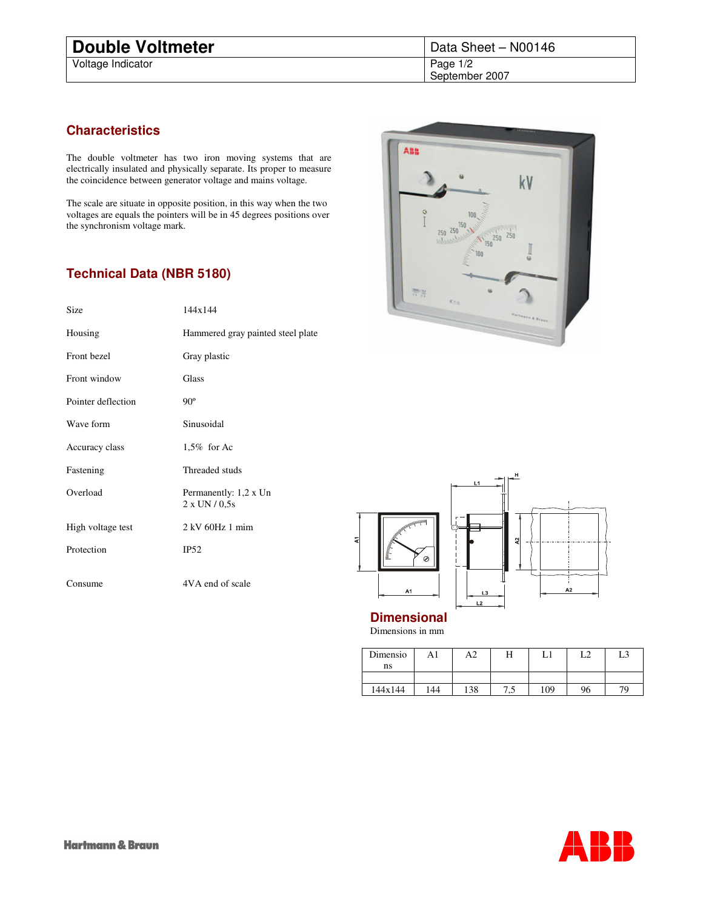# Double Voltmeter

Voltage Indicator

Data Sheet – N00146

September 2007

## Characteristics

The double voltmeter has two iron moving systems that are electrically insulated and physically separate. Its proper to measure the coincidence between generator voltage and mains voltage.

The scale are situate in opposite position, in this way when the two voltages are equals the pointers will be in 45 degrees positions over the synchronism voltage mark.

## Technical Data (NBR 5180)

| | |
|---|---|
| Size | 144x144 |
| Housing | Hammered gray painted steel plate |
| Front bezel | Gray plastic |
| Front window | Glass |
| Pointer deflection | 90º |
| Wave form | Sinusoidal |
| Accuracy class | 1,5% for Ac |
| Fastening | Threaded studs |
| Overload | Permanently: 1,2 x Un<br>2 x UN / 0,5s |
| High voltage test | 2 kV 60Hz 1 mim |
| Protection | IP52 |
| Consume | 4VA end of scale |

## Dimensional

Dimensions in mm

| Dimensions | A1 | A2 | H | L1 | L2 | L3 |
|---|---|---|---|---|---|---|
| 144x144 | 144 | 138 | 7,5 | 109 | 96 | 79 |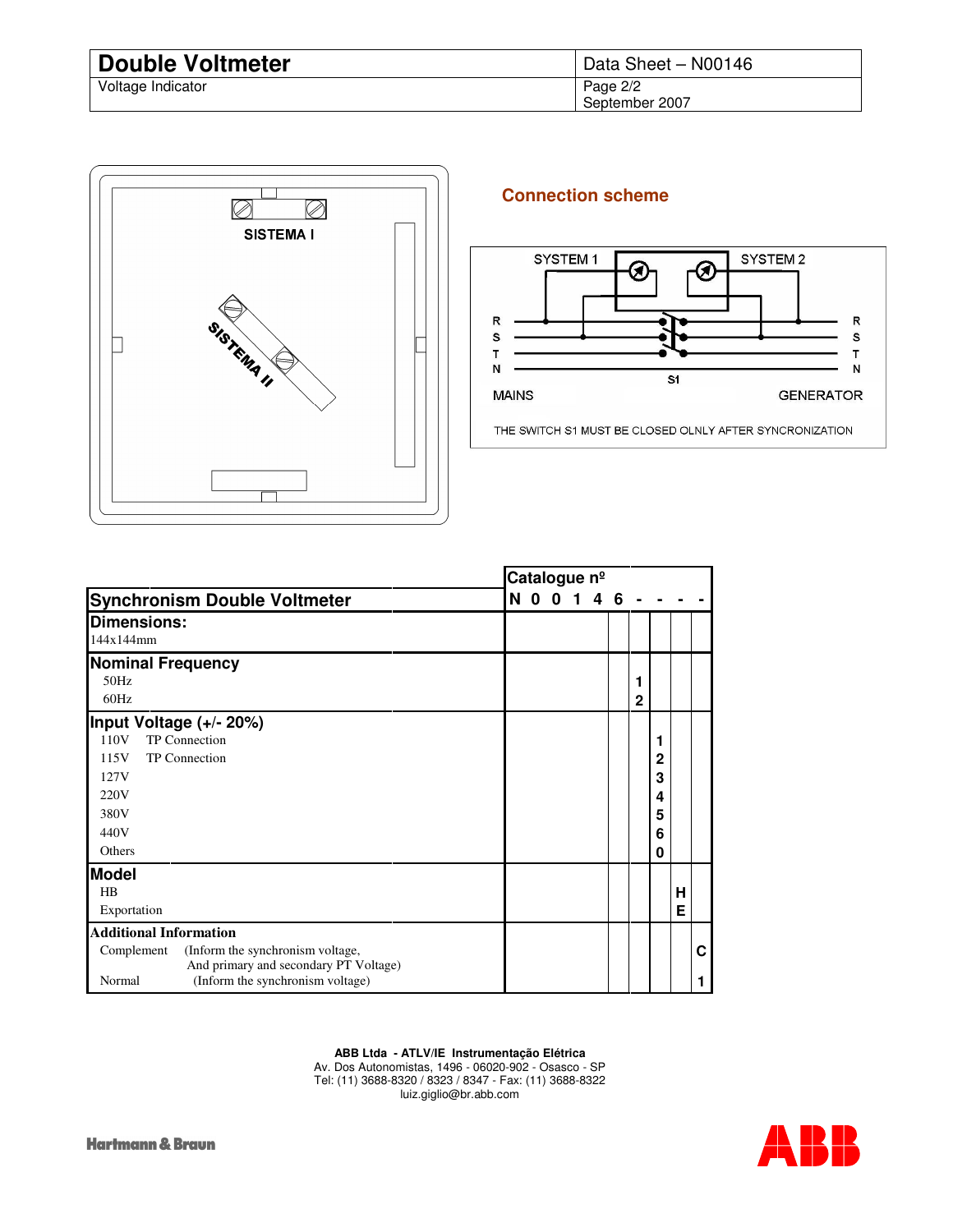SISTEMA I

SISTEMA II

## Connection scheme

SYSTEM 1

SYSTEM 2

R
S
T
N

R
S
T
N

S1

MAINS

GENERATOR

THE SWITCH S1 MUST BE CLOSED OLNLY AFTER SYNCRONIZATION

| Synchronism Double Voltmeter | Catalogue nº N 0 0 1 4 6 | - | - | - | - |
|---|---|---|---|---|---|
| **Dimensions:** 144x144mm | | | | | |
| **Nominal Frequency** | | | | | |
| 50Hz | | 1 | | | |
| 60Hz | | 2 | | | |
| **Input Voltage (+/- 20%)** | | | | | |
| 110V TP Connection | | | 1 | | |
| 115V TP Connection | | | 2 | | |
| 127V | | | 3 | | |
| 220V | | | 4 | | |
| 380V | | | 5 | | |
| 440V | | | 6 | | |
| Others | | | 0 | | |
| **Model** | | | | | |
| HB | | | | H | |
| Exportation | | | | E | |
| **Additional Information** | | | | | |
| Complement (Inform the synchronism voltage, And primary and secondary PT Voltage) | | | | | C |
| Normal (Inform the synchronism voltage) | | | | | 1 |

**ABB Ltda - ATLV/IE Instrumentação Elétrica**
Av. Dos Autonomistas, 1496 - 06020-902 - Osasco - SP
Tel: (11) 3688-8320 / 8323 / 8347 - Fax: (11) 3688-8322
luiz.giglio@br.abb.com

Hartmann & Braun

ABB